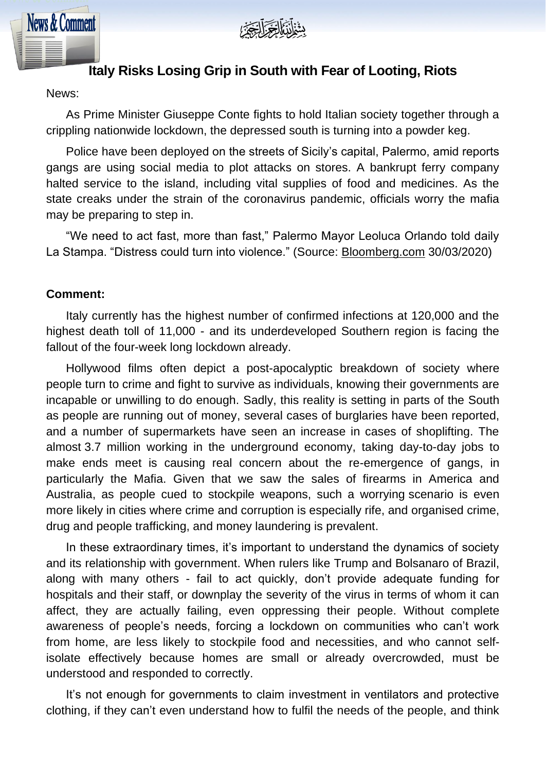بِسۡمِ ٱللَّهِ ٱلرَّحۡمَٰنِ ٱلرَّحِيمِ

# Italy Risks Losing Grip in South with Fear of Looting, Riots

News:

As Prime Minister Giuseppe Conte fights to hold Italian society together through a crippling nationwide lockdown, the depressed south is turning into a powder keg.

Police have been deployed on the streets of Sicily's capital, Palermo, amid reports gangs are using social media to plot attacks on stores. A bankrupt ferry company halted service to the island, including vital supplies of food and medicines. As the state creaks under the strain of the coronavirus pandemic, officials worry the mafia may be preparing to step in.

"We need to act fast, more than fast," Palermo Mayor Leoluca Orlando told daily La Stampa. "Distress could turn into violence." (Source: Bloomberg.com 30/03/2020)

**Comment:**

Italy currently has the highest number of confirmed infections at 120,000 and the highest death toll of 11,000 - and its underdeveloped Southern region is facing the fallout of the four-week long lockdown already.

Hollywood films often depict a post-apocalyptic breakdown of society where people turn to crime and fight to survive as individuals, knowing their governments are incapable or unwilling to do enough. Sadly, this reality is setting in parts of the South as people are running out of money, several cases of burglaries have been reported, and a number of supermarkets have seen an increase in cases of shoplifting. The almost 3.7 million working in the underground economy, taking day-to-day jobs to make ends meet is causing real concern about the re-emergence of gangs, in particularly the Mafia. Given that we saw the sales of firearms in America and Australia, as people cued to stockpile weapons, such a worrying scenario is even more likely in cities where crime and corruption is especially rife, and organised crime, drug and people trafficking, and money laundering is prevalent.

In these extraordinary times, it's important to understand the dynamics of society and its relationship with government. When rulers like Trump and Bolsanaro of Brazil, along with many others - fail to act quickly, don't provide adequate funding for hospitals and their staff, or downplay the severity of the virus in terms of whom it can affect, they are actually failing, even oppressing their people. Without complete awareness of people's needs, forcing a lockdown on communities who can't work from home, are less likely to stockpile food and necessities, and who cannot self-isolate effectively because homes are small or already overcrowded, must be understood and responded to correctly.

It's not enough for governments to claim investment in ventilators and protective clothing, if they can't even understand how to fulfil the needs of the people, and think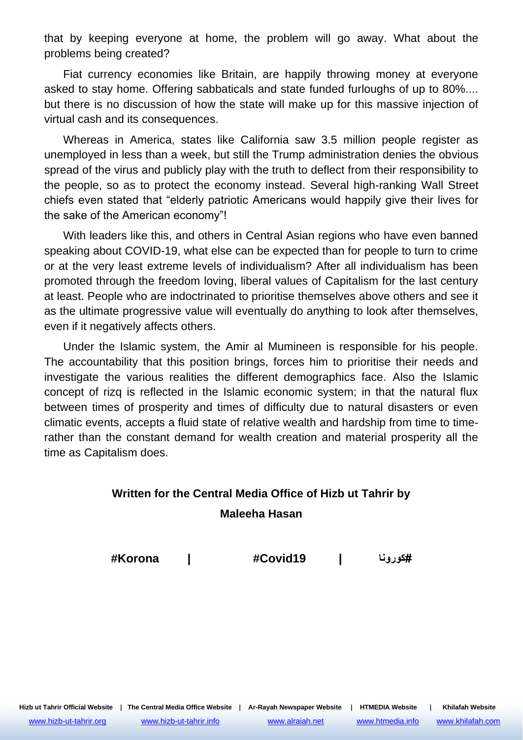that by keeping everyone at home, the problem will go away. What about the problems being created?

Fiat currency economies like Britain, are happily throwing money at everyone asked to stay home. Offering sabbaticals and state funded furloughs of up to 80%.... but there is no discussion of how the state will make up for this massive injection of virtual cash and its consequences.

Whereas in America, states like California saw 3.5 million people register as unemployed in less than a week, but still the Trump administration denies the obvious spread of the virus and publicly play with the truth to deflect from their responsibility to the people, so as to protect the economy instead. Several high-ranking Wall Street chiefs even stated that "elderly patriotic Americans would happily give their lives for the sake of the American economy"!

With leaders like this, and others in Central Asian regions who have even banned speaking about COVID-19, what else can be expected than for people to turn to crime or at the very least extreme levels of individualism? After all individualism has been promoted through the freedom loving, liberal values of Capitalism for the last century at least. People who are indoctrinated to prioritise themselves above others and see it as the ultimate progressive value will eventually do anything to look after themselves, even if it negatively affects others.

Under the Islamic system, the Amir al Mumineen is responsible for his people. The accountability that this position brings, forces him to prioritise their needs and investigate the various realities the different demographics face. Also the Islamic concept of rizq is reflected in the Islamic economic system; in that the natural flux between times of prosperity and times of difficulty due to natural disasters or even climatic events, accepts a fluid state of relative wealth and hardship from time to time-rather than the constant demand for wealth creation and material prosperity all the time as Capitalism does.

**Written for the Central Media Office of Hizb ut Tahrir by**

**Maleeha Hasan**

**#Korona | #Covid19 | #كورونا**

**Hizb ut Tahrir Official Website | The Central Media Office Website | Ar-Rayah Newspaper Website | HTMEDIA Website | Khilafah Website**

www.hizb-ut-tahrir.org www.hizb-ut-tahrir.info www.alraiah.net www.htmedia.info www.khilafah.com